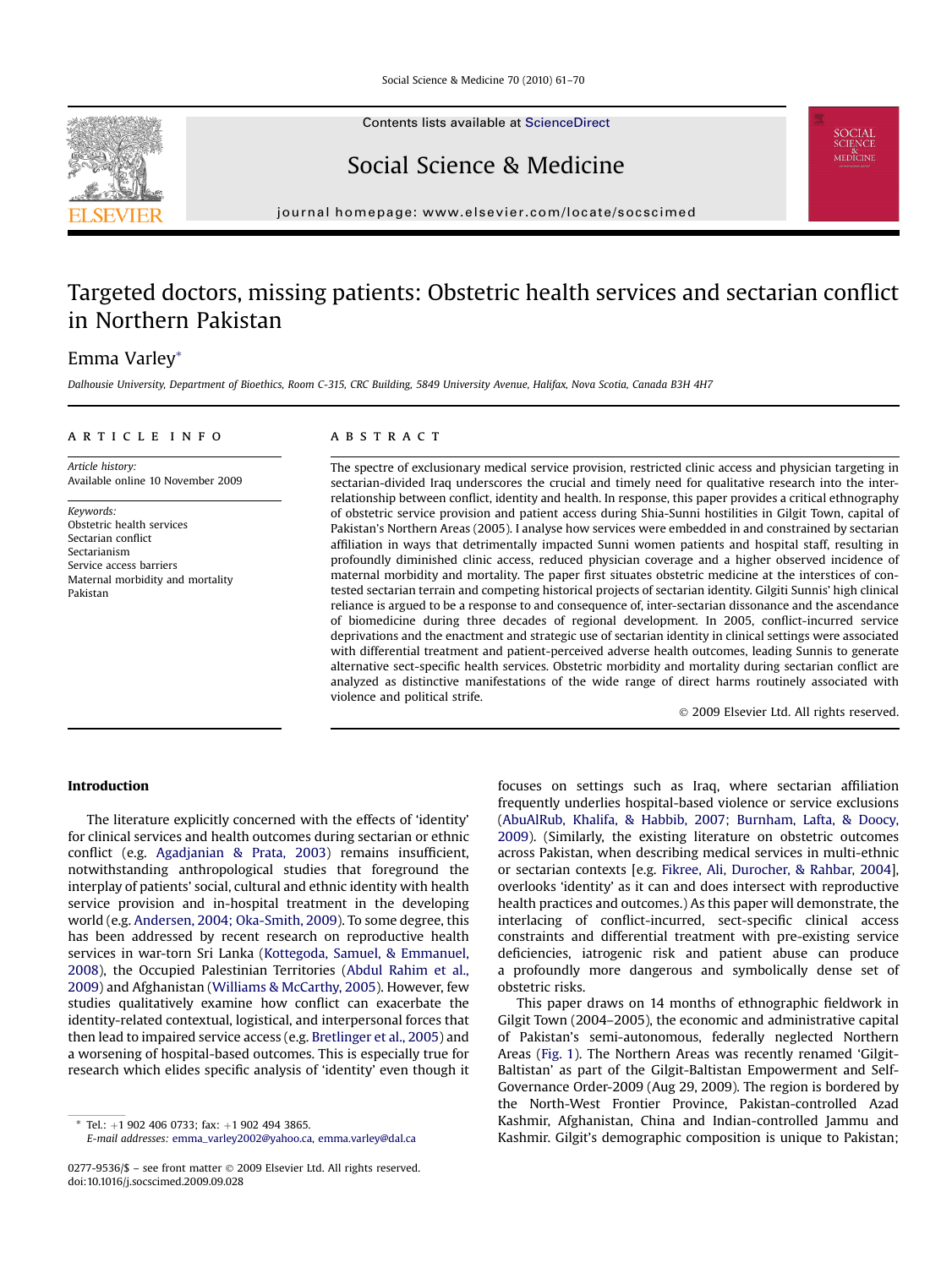# Targeted doctors, missing patients: Obstetric health services and sectarian conflict in Northern Pakistan

Emma Varley*

*Dalhousie University, Department of Bioethics, Room C-315, CRC Building, 5849 University Avenue, Halifax, Nova Scotia, Canada B3H 4H7*

## ARTICLE INFO

*Article history:*
Available online 10 November 2009

*Keywords:*
Obstetric health services
Sectarian conflict
Sectarianism
Service access barriers
Maternal morbidity and mortality
Pakistan

## ABSTRACT

The spectre of exclusionary medical service provision, restricted clinic access and physician targeting in sectarian-divided Iraq underscores the crucial and timely need for qualitative research into the inter-relationship between conflict, identity and health. In response, this paper provides a critical ethnography of obstetric service provision and patient access during Shia-Sunni hostilities in Gilgit Town, capital of Pakistan's Northern Areas (2005). I analyse how services were embedded in and constrained by sectarian affiliation in ways that detrimentally impacted Sunni women patients and hospital staff, resulting in profoundly diminished clinic access, reduced physician coverage and a higher observed incidence of maternal morbidity and mortality. The paper first situates obstetric medicine at the interstices of contested sectarian terrain and competing historical projects of sectarian identity. Gilgiti Sunnis' high clinical reliance is argued to be a response to and consequence of, inter-sectarian dissonance and the ascendance of biomedicine during three decades of regional development. In 2005, conflict-incurred service deprivations and the enactment and strategic use of sectarian identity in clinical settings were associated with differential treatment and patient-perceived adverse health outcomes, leading Sunnis to generate alternative sect-specific health services. Obstetric morbidity and mortality during sectarian conflict are analyzed as distinctive manifestations of the wide range of direct harms routinely associated with violence and political strife.

© 2009 Elsevier Ltd. All rights reserved.

## Introduction

The literature explicitly concerned with the effects of 'identity' for clinical services and health outcomes during sectarian or ethnic conflict (e.g. Agadjanian & Prata, 2003) remains insufficient, notwithstanding anthropological studies that foreground the interplay of patients' social, cultural and ethnic identity with health service provision and in-hospital treatment in the developing world (e.g. Andersen, 2004; Oka-Smith, 2009). To some degree, this has been addressed by recent research on reproductive health services in war-torn Sri Lanka (Kottegoda, Samuel, & Emmanuel, 2008), the Occupied Palestinian Territories (Abdul Rahim et al., 2009) and Afghanistan (Williams & McCarthy, 2005). However, few studies qualitatively examine how conflict can exacerbate the identity-related contextual, logistical, and interpersonal forces that then lead to impaired service access (e.g. Bretlinger et al., 2005) and a worsening of hospital-based outcomes. This is especially true for research which elides specific analysis of 'identity' even though it focuses on settings such as Iraq, where sectarian affiliation frequently underlies hospital-based violence or service exclusions (AbuAlRub, Khalifa, & Habbib, 2007; Burnham, Lafta, & Doocy, 2009). (Similarly, the existing literature on obstetric outcomes across Pakistan, when describing medical services in multi-ethnic or sectarian contexts [e.g. Fikree, Ali, Durocher, & Rahbar, 2004], overlooks 'identity' as it can and does intersect with reproductive health practices and outcomes.) As this paper will demonstrate, the interlacing of conflict-incurred, sect-specific clinical access constraints and differential treatment with pre-existing service deficiencies, iatrogenic risk and patient abuse can produce a profoundly more dangerous and symbolically dense set of obstetric risks.

This paper draws on 14 months of ethnographic fieldwork in Gilgit Town (2004–2005), the economic and administrative capital of Pakistan's semi-autonomous, federally neglected Northern Areas (Fig. 1). The Northern Areas was recently renamed 'Gilgit-Baltistan' as part of the Gilgit-Baltistan Empowerment and Self-Governance Order-2009 (Aug 29, 2009). The region is bordered by the North-West Frontier Province, Pakistan-controlled Azad Kashmir, Afghanistan, China and Indian-controlled Jammu and Kashmir. Gilgit's demographic composition is unique to Pakistan;

---

* Tel.: +1 902 406 0733; fax: +1 902 494 3865.
*E-mail addresses:* emma_varley2002@yahoo.ca, emma.varley@dal.ca

0277-9536/$ – see front matter © 2009 Elsevier Ltd. All rights reserved.
doi:10.1016/j.socscimed.2009.09.028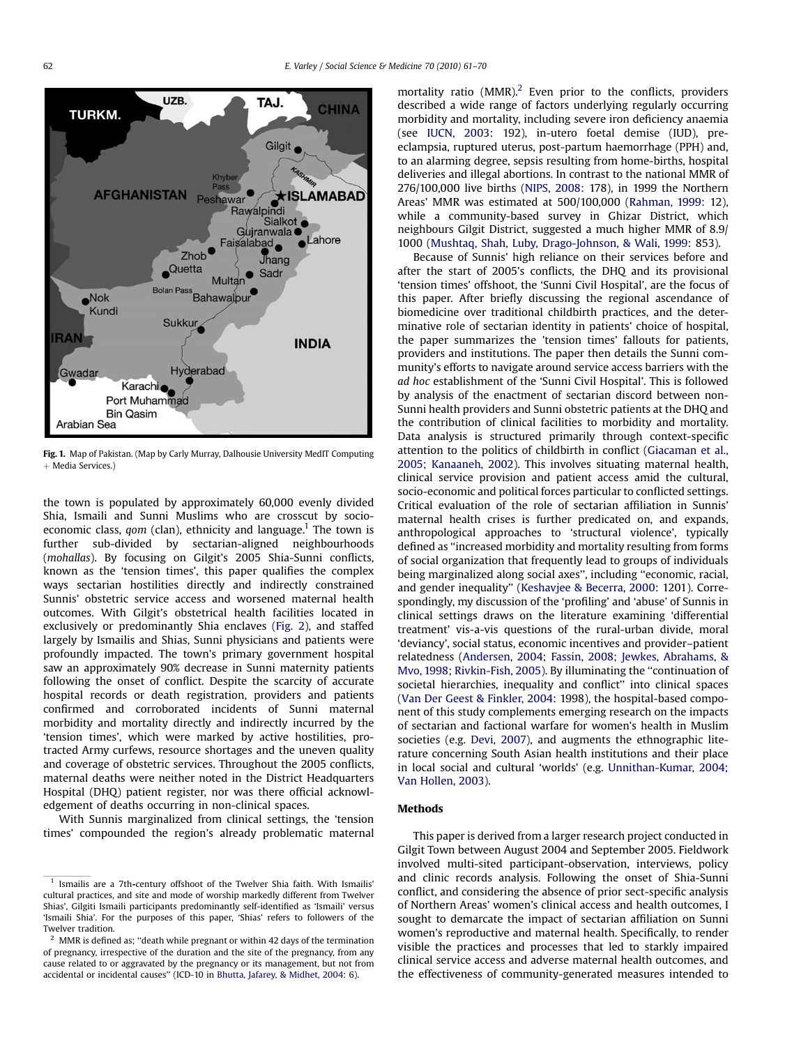Fig. 1. Map of Pakistan. (Map by Carly Murray, Dalhousie University MedIT Computing + Media Services.)

the town is populated by approximately 60,000 evenly divided Shia, Ismaili and Sunni Muslims who are crosscut by socioeconomic class, *qom* (clan), ethnicity and language.[1] The town is further sub-divided by sectarian-aligned neighbourhoods (*mohallas*). By focusing on Gilgit's 2005 Shia-Sunni conflicts, known as the 'tension times', this paper qualifies the complex ways sectarian hostilities directly and indirectly constrained Sunnis' obstetric service access and worsened maternal health outcomes. With Gilgit's obstetrical health facilities located in exclusively or predominantly Shia enclaves (Fig. 2), and staffed largely by Ismailis and Shias, Sunni physicians and patients were profoundly impacted. The town's primary government hospital saw an approximately 90% decrease in Sunni maternity patients following the onset of conflict. Despite the scarcity of accurate hospital records or death registration, providers and patients confirmed and corroborated incidents of Sunni maternal morbidity and mortality directly and indirectly incurred by the 'tension times', which were marked by active hostilities, protracted Army curfews, resource shortages and the uneven quality and coverage of obstetric services. Throughout the 2005 conflicts, maternal deaths were neither noted in the District Headquarters Hospital (DHQ) patient register, nor was there official acknowledgement of deaths occurring in non-clinical spaces.

With Sunnis marginalized from clinical settings, the 'tension times' compounded the region's already problematic maternal mortality ratio (MMR).[2] Even prior to the conflicts, providers described a wide range of factors underlying regularly occurring morbidity and mortality, including severe iron deficiency anaemia (see IUCN, 2003: 192), in-utero foetal demise (IUD), pre-eclampsia, ruptured uterus, post-partum haemorrhage (PPH) and, to an alarming degree, sepsis resulting from home-births, hospital deliveries and illegal abortions. In contrast to the national MMR of 276/100,000 live births (NIPS, 2008: 178), in 1999 the Northern Areas' MMR was estimated at 500/100,000 (Rahman, 1999: 12), while a community-based survey in Ghizar District, which neighbours Gilgit District, suggested a much higher MMR of 8.9/1000 (Mushtaq, Shah, Luby, Drago-Johnson, & Wali, 1999: 853).

Because of Sunnis' high reliance on their services before and after the start of 2005's conflicts, the DHQ and its provisional 'tension times' offshoot, the 'Sunni Civil Hospital', are the focus of this paper. After briefly discussing the regional ascendance of biomedicine over traditional childbirth practices, and the determinative role of sectarian identity in patients' choice of hospital, the paper summarizes the 'tension times' fallouts for patients, providers and institutions. The paper then details the Sunni community's efforts to navigate around service access barriers with the *ad hoc* establishment of the 'Sunni Civil Hospital'. This is followed by analysis of the enactment of sectarian discord between non-Sunni health providers and Sunni obstetric patients at the DHQ and the contribution of clinical facilities to morbidity and mortality. Data analysis is structured primarily through context-specific attention to the politics of childbirth in conflict (Giacaman et al., 2005; Kanaaneh, 2002). This involves situating maternal health, clinical service provision and patient access amid the cultural, socio-economic and political forces particular to conflicted settings. Critical evaluation of the role of sectarian affiliation in Sunnis' maternal health crises is further predicated on, and expands, anthropological approaches to 'structural violence', typically defined as "increased morbidity and mortality resulting from forms of social organization that frequently lead to groups of individuals being marginalized along social axes", including "economic, racial, and gender inequality" (Keshavjee & Becerra, 2000: 1201). Correspondingly, my discussion of the 'profiling' and 'abuse' of Sunnis in clinical settings draws on the literature examining 'differential treatment' vis-a-vis questions of the rural-urban divide, moral 'deviancy', social status, economic incentives and provider–patient relatedness (Andersen, 2004; Fassin, 2008; Jewkes, Abrahams, & Mvo, 1998; Rivkin-Fish, 2005). By illuminating the "continuation of societal hierarchies, inequality and conflict" into clinical spaces (Van Der Geest & Finkler, 2004: 1998), the hospital-based component of this study complements emerging research on the impacts of sectarian and factional warfare for women's health in Muslim societies (e.g. Devi, 2007), and augments the ethnographic literature concerning South Asian health institutions and their place in local social and cultural 'worlds' (e.g. Unnithan-Kumar, 2004; Van Hollen, 2003).

## Methods

This paper is derived from a larger research project conducted in Gilgit Town between August 2004 and September 2005. Fieldwork involved multi-sited participant-observation, interviews, policy and clinic records analysis. Following the onset of Shia-Sunni conflict, and considering the absence of prior sect-specific analysis of Northern Areas' women's clinical access and health outcomes, I sought to demarcate the impact of sectarian affiliation on Sunni women's reproductive and maternal health. Specifically, to render visible the practices and processes that led to starkly impaired clinical service access and adverse maternal health outcomes, and the effectiveness of community-generated measures intended to

[1] Ismailis are a 7th-century offshoot of the Twelver Shia faith. With Ismailis' cultural practices, and site and mode of worship markedly different from Twelver Shias', Gilgiti Ismaili participants predominantly self-identified as 'Ismaili' versus 'Ismaili Shia'. For the purposes of this paper, 'Shias' refers to followers of the Twelver tradition.

[2] MMR is defined as; "death while pregnant or within 42 days of the termination of pregnancy, irrespective of the duration and the site of the pregnancy, from any cause related to or aggravated by the pregnancy or its management, but not from accidental or incidental causes" (ICD-10 in Bhutta, Jafarey, & Midhet, 2004: 6).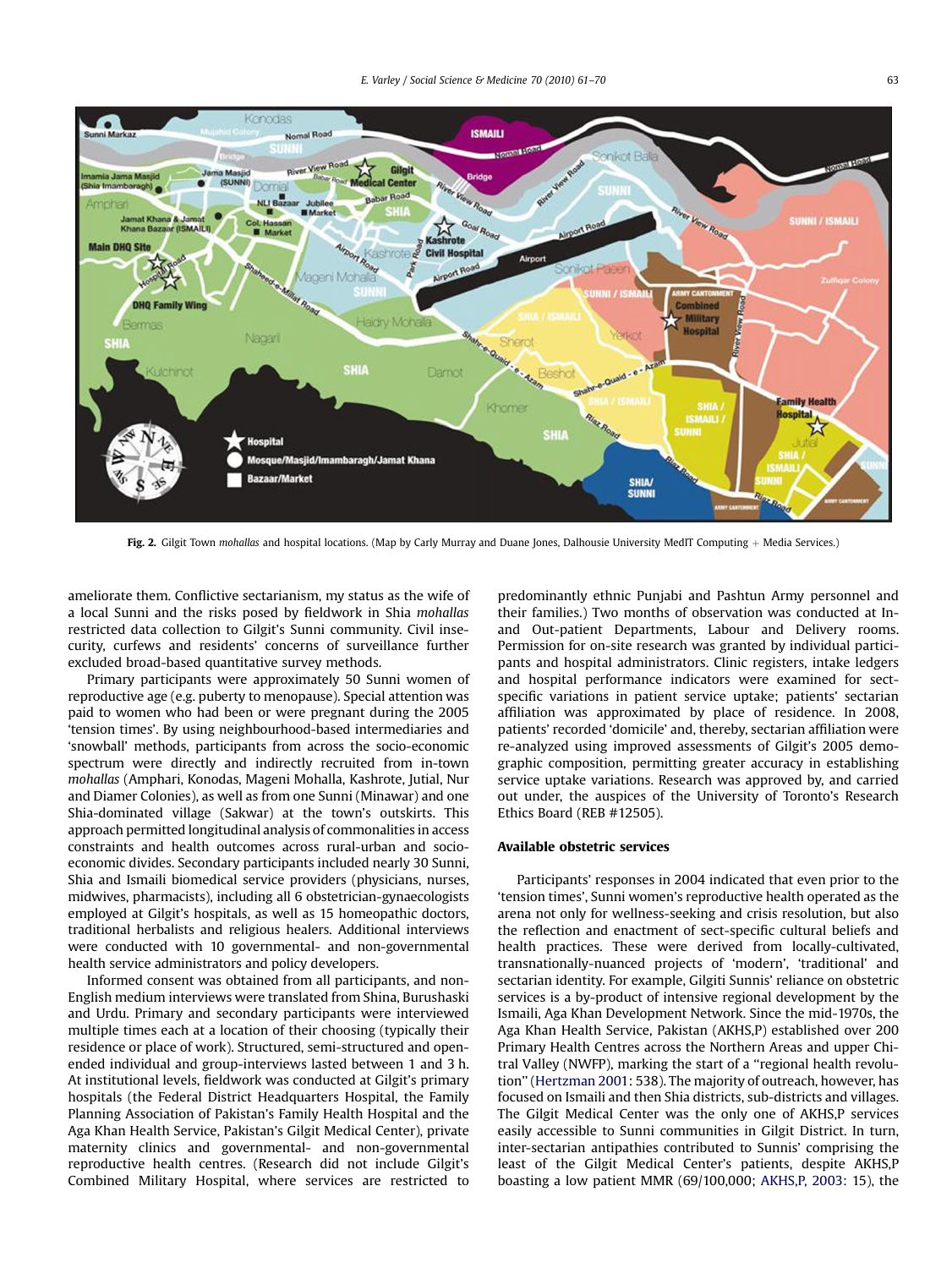Fig. 2. Gilgit Town *mohallas* and hospital locations. (Map by Carly Murray and Duane Jones, Dalhousie University MedIT Computing + Media Services.)

ameliorate them. Conflictive sectarianism, my status as the wife of a local Sunni and the risks posed by fieldwork in Shia *mohallas* restricted data collection to Gilgit's Sunni community. Civil insecurity, curfews and residents' concerns of surveillance further excluded broad-based quantitative survey methods.

Primary participants were approximately 50 Sunni women of reproductive age (e.g. puberty to menopause). Special attention was paid to women who had been or were pregnant during the 2005 'tension times'. By using neighbourhood-based intermediaries and 'snowball' methods, participants from across the socio-economic spectrum were directly and indirectly recruited from in-town *mohallas* (Amphari, Konodas, Mageni Mohalla, Kashrote, Jutial, Nur and Diamer Colonies), as well as from one Sunni (Minawar) and one Shia-dominated village (Sakwar) at the town's outskirts. This approach permitted longitudinal analysis of commonalities in access constraints and health outcomes across rural-urban and socio-economic divides. Secondary participants included nearly 30 Sunni, Shia and Ismaili biomedical service providers (physicians, nurses, midwives, pharmacists), including all 6 obstetrician-gynaecologists employed at Gilgit's hospitals, as well as 15 homeopathic doctors, traditional herbalists and religious healers. Additional interviews were conducted with 10 governmental- and non-governmental health service administrators and policy developers.

Informed consent was obtained from all participants, and non-English medium interviews were translated from Shina, Burushaski and Urdu. Primary and secondary participants were interviewed multiple times each at a location of their choosing (typically their residence or place of work). Structured, semi-structured and open-ended individual and group-interviews lasted between 1 and 3 h. At institutional levels, fieldwork was conducted at Gilgit's primary hospitals (the Federal District Headquarters Hospital, the Family Planning Association of Pakistan's Family Health Hospital and the Aga Khan Health Service, Pakistan's Gilgit Medical Center), private maternity clinics and governmental- and non-governmental reproductive health centres. (Research did not include Gilgit's Combined Military Hospital, where services are restricted to predominantly ethnic Punjabi and Pashtun Army personnel and their families.) Two months of observation was conducted at In- and Out-patient Departments, Labour and Delivery rooms. Permission for on-site research was granted by individual participants and hospital administrators. Clinic registers, intake ledgers and hospital performance indicators were examined for sect-specific variations in patient service uptake; patients' sectarian affiliation was approximated by place of residence. In 2008, patients' recorded 'domicile' and, thereby, sectarian affiliation were re-analyzed using improved assessments of Gilgit's 2005 demographic composition, permitting greater accuracy in establishing service uptake variations. Research was approved by, and carried out under, the auspices of the University of Toronto's Research Ethics Board (REB #12505).

## Available obstetric services

Participants' responses in 2004 indicated that even prior to the 'tension times', Sunni women's reproductive health operated as the arena not only for wellness-seeking and crisis resolution, but also the reflection and enactment of sect-specific cultural beliefs and health practices. These were derived from locally-cultivated, transnationally-nuanced projects of 'modern', 'traditional' and sectarian identity. For example, Gilgiti Sunnis' reliance on obstetric services is a by-product of intensive regional development by the Ismaili, Aga Khan Development Network. Since the mid-1970s, the Aga Khan Health Service, Pakistan (AKHS,P) established over 200 Primary Health Centres across the Northern Areas and upper Chitral Valley (NWFP), marking the start of a "regional health revolution" (Hertzman 2001: 538). The majority of outreach, however, has focused on Ismaili and then Shia districts, sub-districts and villages. The Gilgit Medical Center was the only one of AKHS,P services easily accessible to Sunni communities in Gilgit District. In turn, inter-sectarian antipathies contributed to Sunnis' comprising the least of the Gilgit Medical Center's patients, despite AKHS,P boasting a low patient MMR (69/100,000; AKHS,P, 2003: 15), the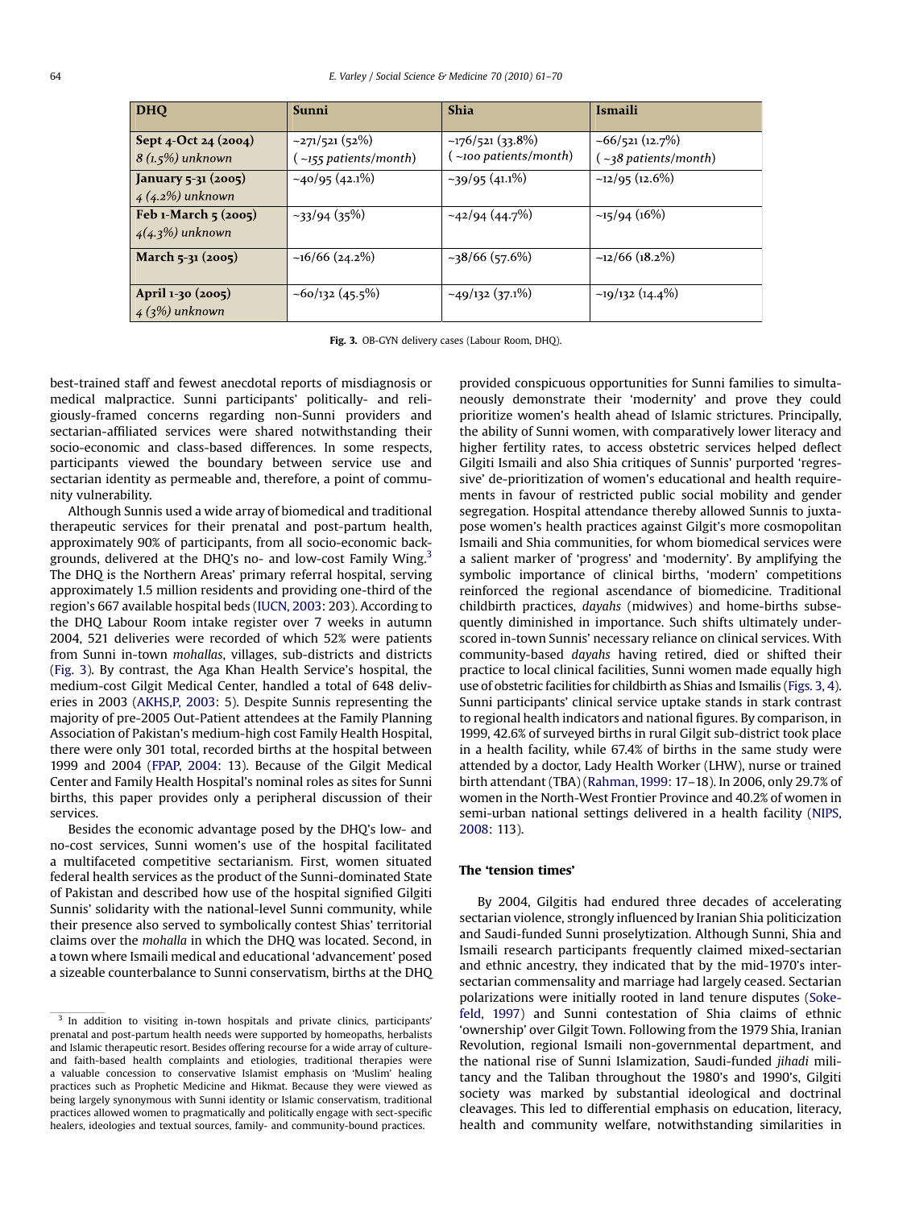| DHQ | Sunni | Shia | Ismaili |
|---|---|---|---|
| **Sept 4-Oct 24 (2004)** *8 (1.5%) unknown* | ~271/521 (52%) ( *~155 patients/month*) | ~176/521 (33.8%) ( *~100 patients/month*) | ~66/521 (12.7%) ( *~38 patients/month*) |
| **January 5-31 (2005)** *4 (4.2%) unknown* | ~40/95 (42.1%) | ~39/95 (41.1%) | ~12/95 (12.6%) |
| **Feb 1-March 5 (2005)** *4(4.3%) unknown* | ~33/94 (35%) | ~42/94 (44.7%) | ~15/94 (16%) |
| **March 5-31 (2005)** | ~16/66 (24.2%) | ~38/66 (57.6%) | ~12/66 (18.2%) |
| **April 1-30 (2005)** *4 (3%) unknown* | ~60/132 (45.5%) | ~49/132 (37.1%) | ~19/132 (14.4%) |

**Fig. 3.** OB-GYN delivery cases (Labour Room, DHQ).

best-trained staff and fewest anecdotal reports of misdiagnosis or medical malpractice. Sunni participants' politically- and religiously-framed concerns regarding non-Sunni providers and sectarian-affiliated services were shared notwithstanding their socio-economic and class-based differences. In some respects, participants viewed the boundary between service use and sectarian identity as permeable and, therefore, a point of community vulnerability.

Although Sunnis used a wide array of biomedical and traditional therapeutic services for their prenatal and post-partum health, approximately 90% of participants, from all socio-economic backgrounds, delivered at the DHQ's no- and low-cost Family Wing.[3] The DHQ is the Northern Areas' primary referral hospital, serving approximately 1.5 million residents and providing one-third of the region's 667 available hospital beds (IUCN, 2003: 203). According to the DHQ Labour Room intake register over 7 weeks in autumn 2004, 521 deliveries were recorded of which 52% were patients from Sunni in-town *mohallas*, villages, sub-districts and districts (Fig. 3). By contrast, the Aga Khan Health Service's hospital, the medium-cost Gilgit Medical Center, handled a total of 648 deliveries in 2003 (AKHS,P, 2003: 5). Despite Sunnis representing the majority of pre-2005 Out-Patient attendees at the Family Planning Association of Pakistan's medium-high cost Family Health Hospital, there were only 301 total, recorded births at the hospital between 1999 and 2004 (FPAP, 2004: 13). Because of the Gilgit Medical Center and Family Health Hospital's nominal roles as sites for Sunni births, this paper provides only a peripheral discussion of their services.

Besides the economic advantage posed by the DHQ's low- and no-cost services, Sunni women's use of the hospital facilitated a multifaceted competitive sectarianism. First, women situated federal health services as the product of the Sunni-dominated State of Pakistan and described how use of the hospital signified Gilgiti Sunnis' solidarity with the national-level Sunni community, while their presence also served to symbolically contest Shias' territorial claims over the *mohalla* in which the DHQ was located. Second, in a town where Ismaili medical and educational 'advancement' posed a sizeable counterbalance to Sunni conservatism, births at the DHQ provided conspicuous opportunities for Sunni families to simultaneously demonstrate their 'modernity' and prove they could prioritize women's health ahead of Islamic strictures. Principally, the ability of Sunni women, with comparatively lower literacy and higher fertility rates, to access obstetric services helped deflect Gilgiti Ismaili and also Shia critiques of Sunnis' purported 'regressive' de-prioritization of women's educational and health requirements in favour of restricted public social mobility and gender segregation. Hospital attendance thereby allowed Sunnis to juxtapose women's health practices against Gilgit's more cosmopolitan Ismaili and Shia communities, for whom biomedical services were a salient marker of 'progress' and 'modernity'. By amplifying the symbolic importance of clinical births, 'modern' competitions reinforced the regional ascendance of biomedicine. Traditional childbirth practices, *dayahs* (midwives) and home-births subsequently diminished in importance. Such shifts ultimately underscored in-town Sunnis' necessary reliance on clinical services. With community-based *dayahs* having retired, died or shifted their practice to local clinical facilities, Sunni women made equally high use of obstetric facilities for childbirth as Shias and Ismailis (Figs. 3, 4). Sunni participants' clinical service uptake stands in stark contrast to regional health indicators and national figures. By comparison, in 1999, 42.6% of surveyed births in rural Gilgit sub-district took place in a health facility, while 67.4% of births in the same study were attended by a doctor, Lady Health Worker (LHW), nurse or trained birth attendant (TBA) (Rahman, 1999: 17–18). In 2006, only 29.7% of women in the North-West Frontier Province and 40.2% of women in semi-urban national settings delivered in a health facility (NIPS, 2008: 113).

### The 'tension times'

By 2004, Gilgitis had endured three decades of accelerating sectarian violence, strongly influenced by Iranian Shia politicization and Saudi-funded Sunni proselytization. Although Sunni, Shia and Ismaili research participants frequently claimed mixed-sectarian and ethnic ancestry, they indicated that by the mid-1970's inter-sectarian commensality and marriage had largely ceased. Sectarian polarizations were initially rooted in land tenure disputes (Sokefeld, 1997) and Sunni contestation of Shia claims of ethnic 'ownership' over Gilgit Town. Following from the 1979 Shia, Iranian Revolution, regional Ismaili non-governmental department, and the national rise of Sunni Islamization, Saudi-funded *jihadi* militancy and the Taliban throughout the 1980's and 1990's, Gilgiti society was marked by substantial ideological and doctrinal cleavages. This led to differential emphasis on education, literacy, health and community welfare, notwithstanding similarities in

[3] In addition to visiting in-town hospitals and private clinics, participants' prenatal and post-partum health needs were supported by homeopaths, herbalists and Islamic therapeutic resort. Besides offering recourse for a wide array of culture- and faith-based health complaints and etiologies, traditional therapies were a valuable concession to conservative Islamist emphasis on 'Muslim' healing practices such as Prophetic Medicine and Hikmat. Because they were viewed as being largely synonymous with Sunni identity or Islamic conservatism, traditional practices allowed women to pragmatically and politically engage with sect-specific healers, ideologies and textual sources, family- and community-bound practices.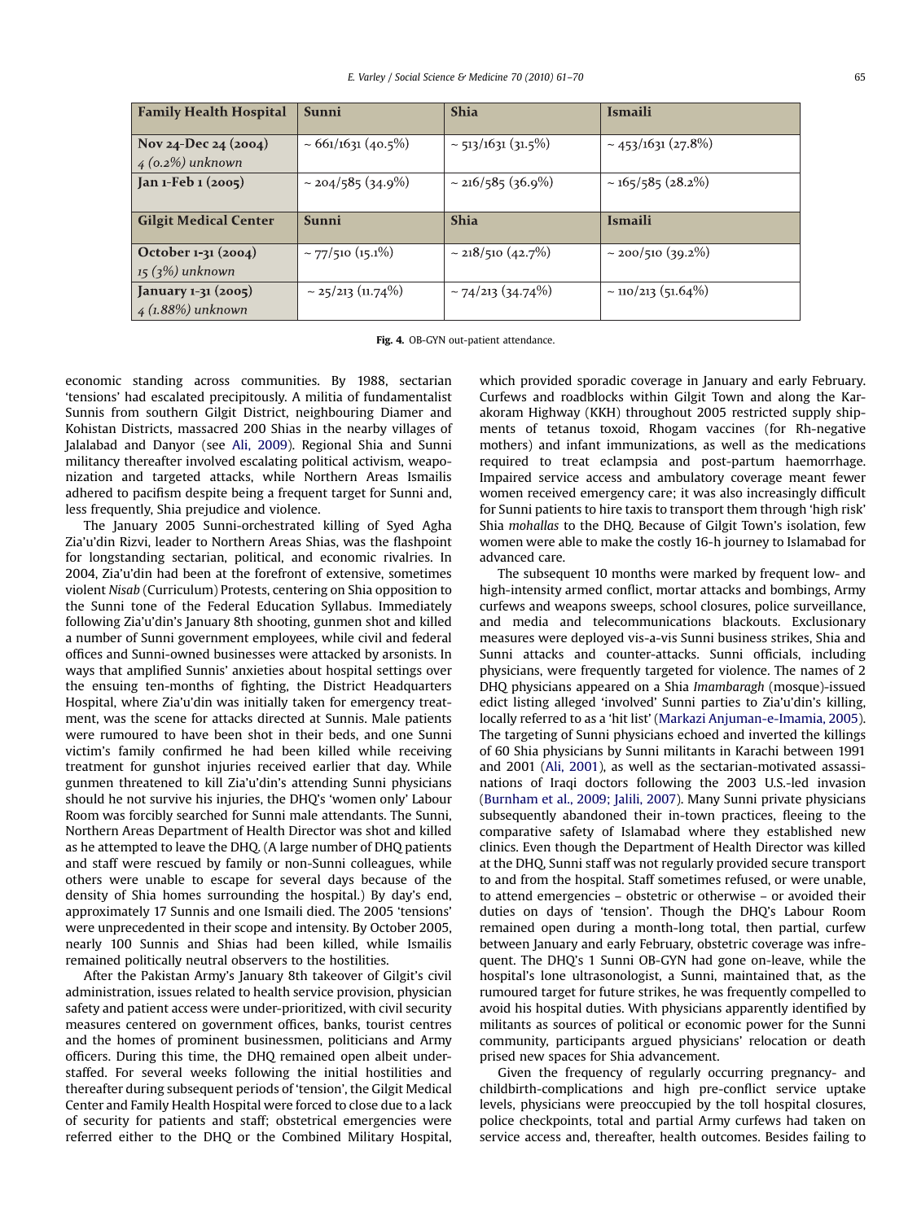| Family Health Hospital | Sunni | Shia | Ismaili |
|---|---|---|---|
| Nov 24-Dec 24 (2004) *4 (0.2%) unknown* | ~ 661/1631 (40.5%) | ~ 513/1631 (31.5%) | ~ 453/1631 (27.8%) |
| Jan 1-Feb 1 (2005) | ~ 204/585 (34.9%) | ~ 216/585 (36.9%) | ~ 165/585 (28.2%) |
| **Gilgit Medical Center** | **Sunni** | **Shia** | **Ismaili** |
| October 1-31 (2004) *15 (3%) unknown* | ~ 77/510 (15.1%) | ~ 218/510 (42.7%) | ~ 200/510 (39.2%) |
| January 1-31 (2005) *4 (1.88%) unknown* | ~ 25/213 (11.74%) | ~ 74/213 (34.74%) | ~ 110/213 (51.64%) |

**Fig. 4.** OB-GYN out-patient attendance.

economic standing across communities. By 1988, sectarian 'tensions' had escalated precipitously. A militia of fundamentalist Sunnis from southern Gilgit District, neighbouring Diamer and Kohistan Districts, massacred 200 Shias in the nearby villages of Jalalabad and Danyor (see Ali, 2009). Regional Shia and Sunni militancy thereafter involved escalating political activism, weaponization and targeted attacks, while Northern Areas Ismailis adhered to pacifism despite being a frequent target for Sunni and, less frequently, Shia prejudice and violence.

The January 2005 Sunni-orchestrated killing of Syed Agha Zia'u'din Rizvi, leader to Northern Areas Shias, was the flashpoint for longstanding sectarian, political, and economic rivalries. In 2004, Zia'u'din had been at the forefront of extensive, sometimes violent *Nisab* (Curriculum) Protests, centering on Shia opposition to the Sunni tone of the Federal Education Syllabus. Immediately following Zia'u'din's January 8th shooting, gunmen shot and killed a number of Sunni government employees, while civil and federal offices and Sunni-owned businesses were attacked by arsonists. In ways that amplified Sunnis' anxieties about hospital settings over the ensuing ten-months of fighting, the District Headquarters Hospital, where Zia'u'din was initially taken for emergency treatment, was the scene for attacks directed at Sunnis. Male patients were rumoured to have been shot in their beds, and one Sunni victim's family confirmed he had been killed while receiving treatment for gunshot injuries received earlier that day. While gunmen threatened to kill Zia'u'din's attending Sunni physicians should he not survive his injuries, the DHQ's 'women only' Labour Room was forcibly searched for Sunni male attendants. The Sunni, Northern Areas Department of Health Director was shot and killed as he attempted to leave the DHQ. (A large number of DHQ patients and staff were rescued by family or non-Sunni colleagues, while others were unable to escape for several days because of the density of Shia homes surrounding the hospital.) By day's end, approximately 17 Sunnis and one Ismaili died. The 2005 'tensions' were unprecedented in their scope and intensity. By October 2005, nearly 100 Sunnis and Shias had been killed, while Ismailis remained politically neutral observers to the hostilities.

After the Pakistan Army's January 8th takeover of Gilgit's civil administration, issues related to health service provision, physician safety and patient access were under-prioritized, with civil security measures centered on government offices, banks, tourist centres and the homes of prominent businessmen, politicians and Army officers. During this time, the DHQ remained open albeit understaffed. For several weeks following the initial hostilities and thereafter during subsequent periods of 'tension', the Gilgit Medical Center and Family Health Hospital were forced to close due to a lack of security for patients and staff; obstetrical emergencies were referred either to the DHQ or the Combined Military Hospital, which provided sporadic coverage in January and early February. Curfews and roadblocks within Gilgit Town and along the Karakoram Highway (KKH) throughout 2005 restricted supply shipments of tetanus toxoid, Rhogam vaccines (for Rh-negative mothers) and infant immunizations, as well as the medications required to treat eclampsia and post-partum haemorrhage. Impaired service access and ambulatory coverage meant fewer women received emergency care; it was also increasingly difficult for Sunni patients to hire taxis to transport them through 'high risk' Shia *mohallas* to the DHQ. Because of Gilgit Town's isolation, few women were able to make the costly 16-h journey to Islamabad for advanced care.

The subsequent 10 months were marked by frequent low- and high-intensity armed conflict, mortar attacks and bombings, Army curfews and weapons sweeps, school closures, police surveillance, and media and telecommunications blackouts. Exclusionary measures were deployed vis-a-vis Sunni business strikes, Shia and Sunni attacks and counter-attacks. Sunni officials, including physicians, were frequently targeted for violence. The names of 2 DHQ physicians appeared on a Shia *Imambaragh* (mosque)-issued edict listing alleged 'involved' Sunni parties to Zia'u'din's killing, locally referred to as a 'hit list' (Markazi Anjuman-e-Imamia, 2005). The targeting of Sunni physicians echoed and inverted the killings of 60 Shia physicians by Sunni militants in Karachi between 1991 and 2001 (Ali, 2001), as well as the sectarian-motivated assassinations of Iraqi doctors following the 2003 U.S.-led invasion (Burnham et al., 2009; Jalili, 2007). Many Sunni private physicians subsequently abandoned their in-town practices, fleeing to the comparative safety of Islamabad where they established new clinics. Even though the Department of Health Director was killed at the DHQ, Sunni staff was not regularly provided secure transport to and from the hospital. Staff sometimes refused, or were unable, to attend emergencies – obstetric or otherwise – or avoided their duties on days of 'tension'. Though the DHQ's Labour Room remained open during a month-long total, then partial, curfew between January and early February, obstetric coverage was infrequent. The DHQ's 1 Sunni OB-GYN had gone on-leave, while the hospital's lone ultrasonologist, a Sunni, maintained that, as the rumoured target for future strikes, he was frequently compelled to avoid his hospital duties. With physicians apparently identified by militants as sources of political or economic power for the Sunni community, participants argued physicians' relocation or death prised new spaces for Shia advancement.

Given the frequency of regularly occurring pregnancy- and childbirth-complications and high pre-conflict service uptake levels, physicians were preoccupied by the toll hospital closures, police checkpoints, total and partial Army curfews had taken on service access and, thereafter, health outcomes. Besides failing to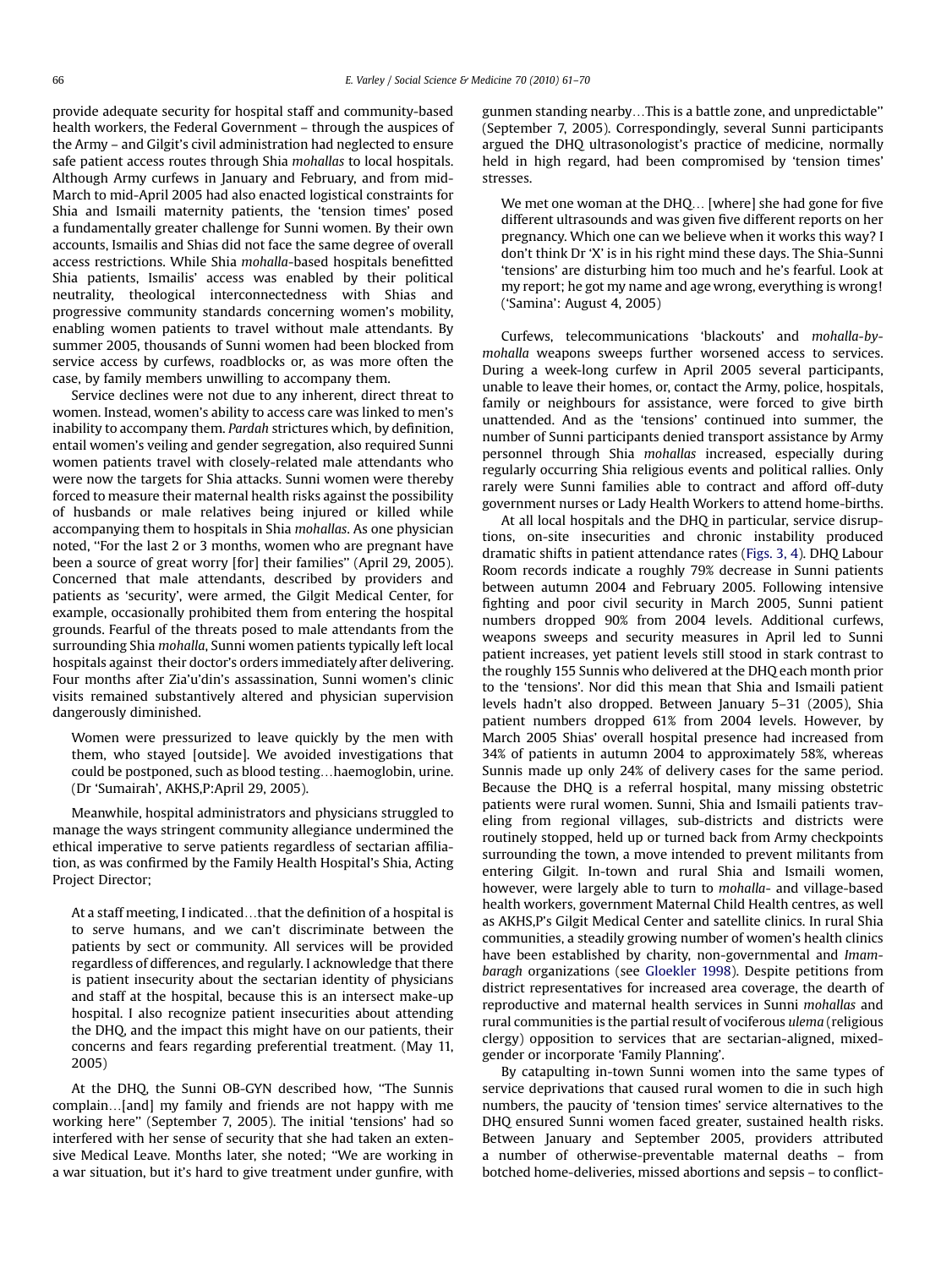provide adequate security for hospital staff and community-based health workers, the Federal Government – through the auspices of the Army – and Gilgit's civil administration had neglected to ensure safe patient access routes through Shia *mohallas* to local hospitals. Although Army curfews in January and February, and from mid-March to mid-April 2005 had also enacted logistical constraints for Shia and Ismaili maternity patients, the 'tension times' posed a fundamentally greater challenge for Sunni women. By their own accounts, Ismailis and Shias did not face the same degree of overall access restrictions. While Shia *mohalla*-based hospitals benefitted Shia patients, Ismailis' access was enabled by their political neutrality, theological interconnectedness with Shias and progressive community standards concerning women's mobility, enabling women patients to travel without male attendants. By summer 2005, thousands of Sunni women had been blocked from service access by curfews, roadblocks or, as was more often the case, by family members unwilling to accompany them.

Service declines were not due to any inherent, direct threat to women. Instead, women's ability to access care was linked to men's inability to accompany them. *Pardah* strictures which, by definition, entail women's veiling and gender segregation, also required Sunni women patients travel with closely-related male attendants who were now the targets for Shia attacks. Sunni women were thereby forced to measure their maternal health risks against the possibility of husbands or male relatives being injured or killed while accompanying them to hospitals in Shia *mohallas*. As one physician noted, "For the last 2 or 3 months, women who are pregnant have been a source of great worry [for] their families" (April 29, 2005). Concerned that male attendants, described by providers and patients as 'security', were armed, the Gilgit Medical Center, for example, occasionally prohibited them from entering the hospital grounds. Fearful of the threats posed to male attendants from the surrounding Shia *mohalla*, Sunni women patients typically left local hospitals against their doctor's orders immediately after delivering. Four months after Zia'u'din's assassination, Sunni women's clinic visits remained substantively altered and physician supervision dangerously diminished.

> Women were pressurized to leave quickly by the men with them, who stayed [outside]. We avoided investigations that could be postponed, such as blood testing…haemoglobin, urine. (Dr 'Sumairah', AKHS,P:April 29, 2005).

Meanwhile, hospital administrators and physicians struggled to manage the ways stringent community allegiance undermined the ethical imperative to serve patients regardless of sectarian affiliation, as was confirmed by the Family Health Hospital's Shia, Acting Project Director;

> At a staff meeting, I indicated…that the definition of a hospital is to serve humans, and we can't discriminate between the patients by sect or community. All services will be provided regardless of differences, and regularly. I acknowledge that there is patient insecurity about the sectarian identity of physicians and staff at the hospital, because this is an intersect make-up hospital. I also recognize patient insecurities about attending the DHQ, and the impact this might have on our patients, their concerns and fears regarding preferential treatment. (May 11, 2005)

At the DHQ, the Sunni OB-GYN described how, "The Sunnis complain…[and] my family and friends are not happy with me working here" (September 7, 2005). The initial 'tensions' had so interfered with her sense of security that she had taken an extensive Medical Leave. Months later, she noted; "We are working in a war situation, but it's hard to give treatment under gunfire, with gunmen standing nearby…This is a battle zone, and unpredictable" (September 7, 2005). Correspondingly, several Sunni participants argued the DHQ ultrasonologist's practice of medicine, normally held in high regard, had been compromised by 'tension times' stresses.

> We met one woman at the DHQ… [where] she had gone for five different ultrasounds and was given five different reports on her pregnancy. Which one can we believe when it works this way? I don't think Dr 'X' is in his right mind these days. The Shia-Sunni 'tensions' are disturbing him too much and he's fearful. Look at my report; he got my name and age wrong, everything is wrong! ('Samina': August 4, 2005)

Curfews, telecommunications 'blackouts' and *mohalla-by-mohalla* weapons sweeps further worsened access to services. During a week-long curfew in April 2005 several participants, unable to leave their homes, or, contact the Army, police, hospitals, family or neighbours for assistance, were forced to give birth unattended. And as the 'tensions' continued into summer, the number of Sunni participants denied transport assistance by Army personnel through Shia *mohallas* increased, especially during regularly occurring Shia religious events and political rallies. Only rarely were Sunni families able to contract and afford off-duty government nurses or Lady Health Workers to attend home-births.

At all local hospitals and the DHQ in particular, service disruptions, on-site insecurities and chronic instability produced dramatic shifts in patient attendance rates (Figs. 3, 4). DHQ Labour Room records indicate a roughly 79% decrease in Sunni patients between autumn 2004 and February 2005. Following intensive fighting and poor civil security in March 2005, Sunni patient numbers dropped 90% from 2004 levels. Additional curfews, weapons sweeps and security measures in April led to Sunni patient increases, yet patient levels still stood in stark contrast to the roughly 155 Sunnis who delivered at the DHQ each month prior to the 'tensions'. Nor did this mean that Shia and Ismaili patient levels hadn't also dropped. Between January 5–31 (2005), Shia patient numbers dropped 61% from 2004 levels. However, by March 2005 Shias' overall hospital presence had increased from 34% of patients in autumn 2004 to approximately 58%, whereas Sunnis made up only 24% of delivery cases for the same period. Because the DHQ is a referral hospital, many missing obstetric patients were rural women. Sunni, Shia and Ismaili patients traveling from regional villages, sub-districts and districts were routinely stopped, held up or turned back from Army checkpoints surrounding the town, a move intended to prevent militants from entering Gilgit. In-town and rural Shia and Ismaili women, however, were largely able to turn to *mohalla*- and village-based health workers, government Maternal Child Health centres, as well as AKHS,P's Gilgit Medical Center and satellite clinics. In rural Shia communities, a steadily growing number of women's health clinics have been established by charity, non-governmental and *Imambaragh* organizations (see Gloekler 1998). Despite petitions from district representatives for increased area coverage, the dearth of reproductive and maternal health services in Sunni *mohallas* and rural communities is the partial result of vociferous *ulema* (religious clergy) opposition to services that are sectarian-aligned, mixed-gender or incorporate 'Family Planning'.

By catapulting in-town Sunni women into the same types of service deprivations that caused rural women to die in such high numbers, the paucity of 'tension times' service alternatives to the DHQ ensured Sunni women faced greater, sustained health risks. Between January and September 2005, providers attributed a number of otherwise-preventable maternal deaths – from botched home-deliveries, missed abortions and sepsis – to conflict-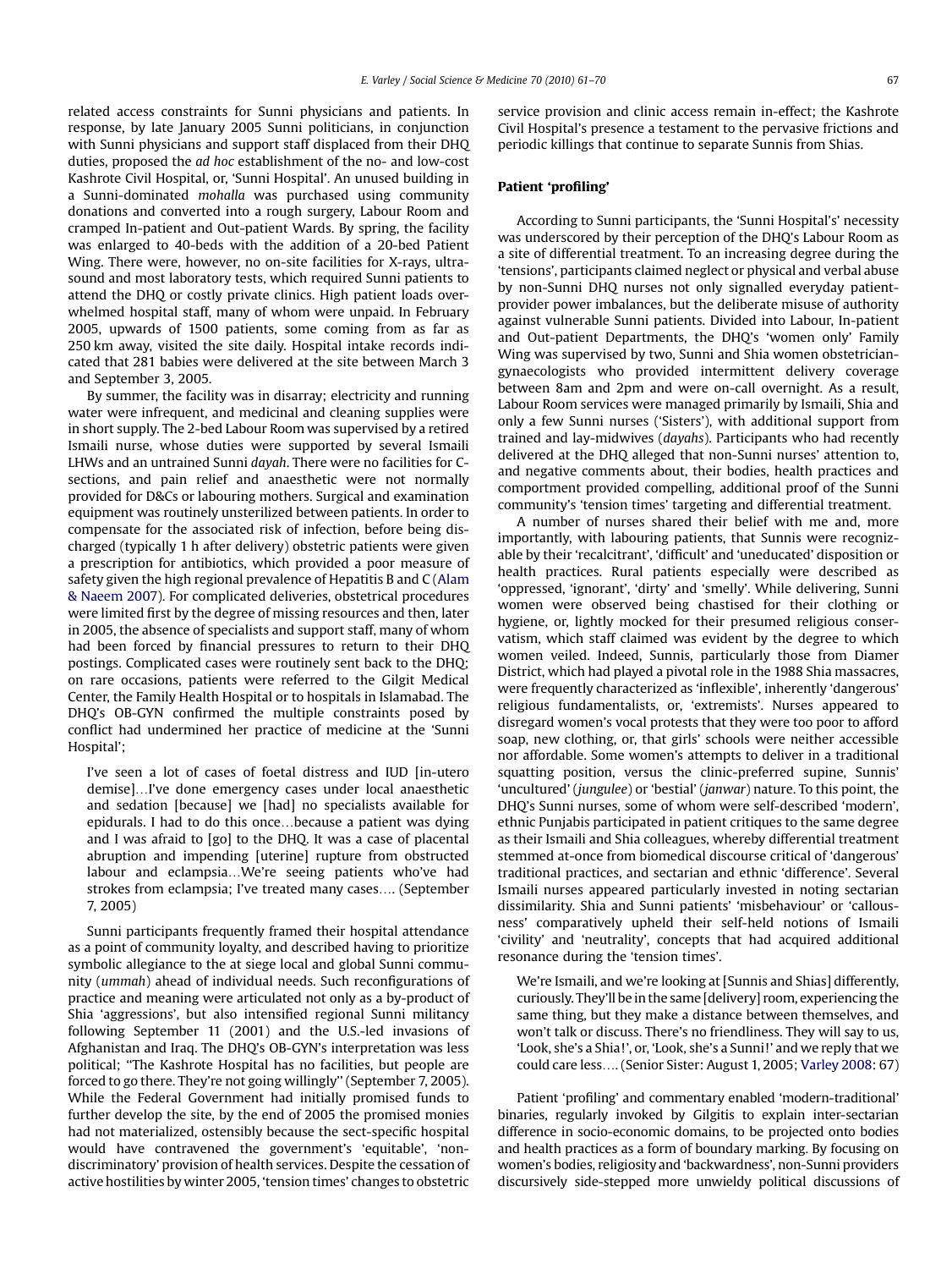related access constraints for Sunni physicians and patients. In response, by late January 2005 Sunni politicians, in conjunction with Sunni physicians and support staff displaced from their DHQ duties, proposed the *ad hoc* establishment of the no- and low-cost Kashrote Civil Hospital, or, 'Sunni Hospital'. An unused building in a Sunni-dominated *mohalla* was purchased using community donations and converted into a rough surgery, Labour Room and cramped In-patient and Out-patient Wards. By spring, the facility was enlarged to 40-beds with the addition of a 20-bed Patient Wing. There were, however, no on-site facilities for X-rays, ultrasound and most laboratory tests, which required Sunni patients to attend the DHQ or costly private clinics. High patient loads overwhelmed hospital staff, many of whom were unpaid. In February 2005, upwards of 1500 patients, some coming from as far as 250 km away, visited the site daily. Hospital intake records indicated that 281 babies were delivered at the site between March 3 and September 3, 2005.

By summer, the facility was in disarray; electricity and running water were infrequent, and medicinal and cleaning supplies were in short supply. The 2-bed Labour Room was supervised by a retired Ismaili nurse, whose duties were supported by several Ismaili LHWs and an untrained Sunni *dayah*. There were no facilities for C-sections, and pain relief and anaesthetic were not normally provided for D&Cs or labouring mothers. Surgical and examination equipment was routinely unsterilized between patients. In order to compensate for the associated risk of infection, before being discharged (typically 1 h after delivery) obstetric patients were given a prescription for antibiotics, which provided a poor measure of safety given the high regional prevalence of Hepatitis B and C (Alam & Naeem 2007). For complicated deliveries, obstetrical procedures were limited first by the degree of missing resources and then, later in 2005, the absence of specialists and support staff, many of whom had been forced by financial pressures to return to their DHQ postings. Complicated cases were routinely sent back to the DHQ; on rare occasions, patients were referred to the Gilgit Medical Center, the Family Health Hospital or to hospitals in Islamabad. The DHQ's OB-GYN confirmed the multiple constraints posed by conflict had undermined her practice of medicine at the 'Sunni Hospital';

> I've seen a lot of cases of foetal distress and IUD [in-utero demise]…I've done emergency cases under local anaesthetic and sedation [because] we [had] no specialists available for epidurals. I had to do this once…because a patient was dying and I was afraid to [go] to the DHQ. It was a case of placental abruption and impending [uterine] rupture from obstructed labour and eclampsia…We're seeing patients who've had strokes from eclampsia; I've treated many cases…. (September 7, 2005)

Sunni participants frequently framed their hospital attendance as a point of community loyalty, and described having to prioritize symbolic allegiance to the at siege local and global Sunni community (*ummah*) ahead of individual needs. Such reconfigurations of practice and meaning were articulated not only as a by-product of Shia 'aggressions', but also intensified regional Sunni militancy following September 11 (2001) and the U.S.-led invasions of Afghanistan and Iraq. The DHQ's OB-GYN's interpretation was less political; "The Kashrote Hospital has no facilities, but people are forced to go there. They're not going willingly" (September 7, 2005). While the Federal Government had initially promised funds to further develop the site, by the end of 2005 the promised monies had not materialized, ostensibly because the sect-specific hospital would have contravened the government's 'equitable', 'non-discriminatory' provision of health services. Despite the cessation of active hostilities by winter 2005, 'tension times' changes to obstetric service provision and clinic access remain in-effect; the Kashrote Civil Hospital's presence a testament to the pervasive frictions and periodic killings that continue to separate Sunnis from Shias.

## Patient 'profiling'

According to Sunni participants, the 'Sunni Hospital's' necessity was underscored by their perception of the DHQ's Labour Room as a site of differential treatment. To an increasing degree during the 'tensions', participants claimed neglect or physical and verbal abuse by non-Sunni DHQ nurses not only signalled everyday patient-provider power imbalances, but the deliberate misuse of authority against vulnerable Sunni patients. Divided into Labour, In-patient and Out-patient Departments, the DHQ's 'women only' Family Wing was supervised by two, Sunni and Shia women obstetrician-gynaecologists who provided intermittent delivery coverage between 8am and 2pm and were on-call overnight. As a result, Labour Room services were managed primarily by Ismaili, Shia and only a few Sunni nurses ('Sisters'), with additional support from trained and lay-midwives (*dayahs*). Participants who had recently delivered at the DHQ alleged that non-Sunni nurses' attention to, and negative comments about, their bodies, health practices and comportment provided compelling, additional proof of the Sunni community's 'tension times' targeting and differential treatment.

A number of nurses shared their belief with me and, more importantly, with labouring patients, that Sunnis were recognizable by their 'recalcitrant', 'difficult' and 'uneducated' disposition or health practices. Rural patients especially were described as 'oppressed', 'ignorant', 'dirty' and 'smelly'. While delivering, Sunni women were observed being chastised for their clothing or hygiene, or, lightly mocked for their presumed religious conservatism, which staff claimed was evident by the degree to which women veiled. Indeed, Sunnis, particularly those from Diamer District, which had played a pivotal role in the 1988 Shia massacres, were frequently characterized as 'inflexible', inherently 'dangerous' religious fundamentalists, or, 'extremists'. Nurses appeared to disregard women's vocal protests that they were too poor to afford soap, new clothing, or, that girls' schools were neither accessible nor affordable. Some women's attempts to deliver in a traditional squatting position, versus the clinic-preferred supine, Sunnis' 'uncultured' (*jungulee*) or 'bestial' (*janwar*) nature. To this point, the DHQ's Sunni nurses, some of whom were self-described 'modern', ethnic Punjabis participated in patient critiques to the same degree as their Ismaili and Shia colleagues, whereby differential treatment stemmed at-once from biomedical discourse critical of 'dangerous' traditional practices, and sectarian and ethnic 'difference'. Several Ismaili nurses appeared particularly invested in noting sectarian dissimilarity. Shia and Sunni patients' 'misbehaviour' or 'callousness' comparatively upheld their self-held notions of Ismaili 'civility' and 'neutrality', concepts that had acquired additional resonance during the 'tension times'.

> We're Ismaili, and we're looking at [Sunnis and Shias] differently, curiously. They'll be in the same [delivery] room, experiencing the same thing, but they make a distance between themselves, and won't talk or discuss. There's no friendliness. They will say to us, 'Look, she's a Shia!', or, 'Look, she's a Sunni!' and we reply that we could care less…. (Senior Sister: August 1, 2005; Varley 2008: 67)

Patient 'profiling' and commentary enabled 'modern-traditional' binaries, regularly invoked by Gilgitis to explain inter-sectarian difference in socio-economic domains, to be projected onto bodies and health practices as a form of boundary marking. By focusing on women's bodies, religiosity and 'backwardness', non-Sunni providers discursively side-stepped more unwieldy political discussions of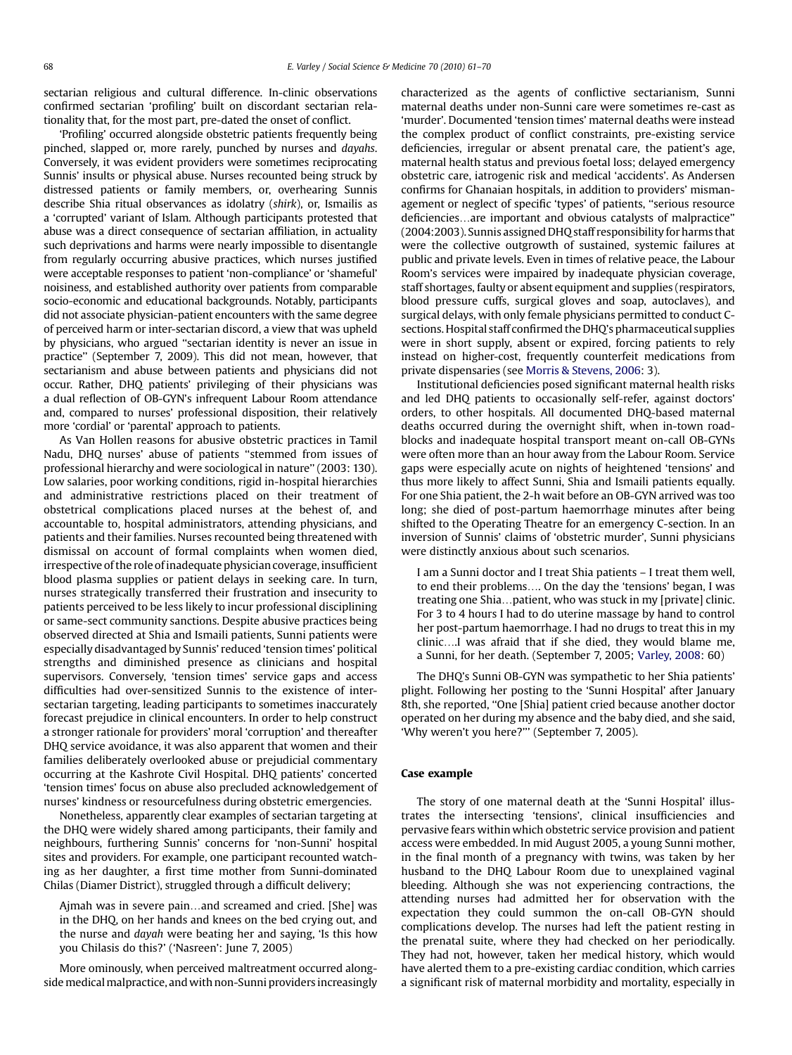sectarian religious and cultural difference. In-clinic observations confirmed sectarian 'profiling' built on discordant sectarian relationality that, for the most part, pre-dated the onset of conflict.

'Profiling' occurred alongside obstetric patients frequently being pinched, slapped or, more rarely, punched by nurses and *dayahs*. Conversely, it was evident providers were sometimes reciprocating Sunnis' insults or physical abuse. Nurses recounted being struck by distressed patients or family members, or, overhearing Sunnis describe Shia ritual observances as idolatry (*shirk*), or, Ismailis as a 'corrupted' variant of Islam. Although participants protested that abuse was a direct consequence of sectarian affiliation, in actuality such deprivations and harms were nearly impossible to disentangle from regularly occurring abusive practices, which nurses justified were acceptable responses to patient 'non-compliance' or 'shameful' noisiness, and established authority over patients from comparable socio-economic and educational backgrounds. Notably, participants did not associate physician-patient encounters with the same degree of perceived harm or inter-sectarian discord, a view that was upheld by physicians, who argued "sectarian identity is never an issue in practice" (September 7, 2009). This did not mean, however, that sectarianism and abuse between patients and physicians did not occur. Rather, DHQ patients' privileging of their physicians was a dual reflection of OB-GYN's infrequent Labour Room attendance and, compared to nurses' professional disposition, their relatively more 'cordial' or 'parental' approach to patients.

As Van Hollen reasons for abusive obstetric practices in Tamil Nadu, DHQ nurses' abuse of patients "stemmed from issues of professional hierarchy and were sociological in nature" (2003: 130). Low salaries, poor working conditions, rigid in-hospital hierarchies and administrative restrictions placed on their treatment of obstetrical complications placed nurses at the behest of, and accountable to, hospital administrators, attending physicians, and patients and their families. Nurses recounted being threatened with dismissal on account of formal complaints when women died, irrespective of the role of inadequate physician coverage, insufficient blood plasma supplies or patient delays in seeking care. In turn, nurses strategically transferred their frustration and insecurity to patients perceived to be less likely to incur professional disciplining or same-sect community sanctions. Despite abusive practices being observed directed at Shia and Ismaili patients, Sunni patients were especially disadvantaged by Sunnis' reduced 'tension times' political strengths and diminished presence as clinicians and hospital supervisors. Conversely, 'tension times' service gaps and access difficulties had over-sensitized Sunnis to the existence of inter-sectarian targeting, leading participants to sometimes inaccurately forecast prejudice in clinical encounters. In order to help construct a stronger rationale for providers' moral 'corruption' and thereafter DHQ service avoidance, it was also apparent that women and their families deliberately overlooked abuse or prejudicial commentary occurring at the Kashrote Civil Hospital. DHQ patients' concerted 'tension times' focus on abuse also precluded acknowledgement of nurses' kindness or resourcefulness during obstetric emergencies.

Nonetheless, apparently clear examples of sectarian targeting at the DHQ were widely shared among participants, their family and neighbours, furthering Sunnis' concerns for 'non-Sunni' hospital sites and providers. For example, one participant recounted watching as her daughter, a first time mother from Sunni-dominated Chilas (Diamer District), struggled through a difficult delivery;

> Ajmah was in severe pain…and screamed and cried. [She] was in the DHQ, on her hands and knees on the bed crying out, and the nurse and *dayah* were beating her and saying, 'Is this how you Chilasis do this?' ('Nasreen': June 7, 2005)

More ominously, when perceived maltreatment occurred alongside medical malpractice, and with non-Sunni providers increasingly characterized as the agents of conflictive sectarianism, Sunni maternal deaths under non-Sunni care were sometimes re-cast as 'murder'. Documented 'tension times' maternal deaths were instead the complex product of conflict constraints, pre-existing service deficiencies, irregular or absent prenatal care, the patient's age, maternal health status and previous foetal loss; delayed emergency obstetric care, iatrogenic risk and medical 'accidents'. As Andersen confirms for Ghanaian hospitals, in addition to providers' mismanagement or neglect of specific 'types' of patients, "serious resource deficiencies…are important and obvious catalysts of malpractice" (2004:2003). Sunnis assigned DHQ staff responsibility for harms that were the collective outgrowth of sustained, systemic failures at public and private levels. Even in times of relative peace, the Labour Room's services were impaired by inadequate physician coverage, staff shortages, faulty or absent equipment and supplies (respirators, blood pressure cuffs, surgical gloves and soap, autoclaves), and surgical delays, with only female physicians permitted to conduct C-sections. Hospital staff confirmed the DHQ's pharmaceutical supplies were in short supply, absent or expired, forcing patients to rely instead on higher-cost, frequently counterfeit medications from private dispensaries (see Morris & Stevens, 2006: 3).

Institutional deficiencies posed significant maternal health risks and led DHQ patients to occasionally self-refer, against doctors' orders, to other hospitals. All documented DHQ-based maternal deaths occurred during the overnight shift, when in-town roadblocks and inadequate hospital transport meant on-call OB-GYNs were often more than an hour away from the Labour Room. Service gaps were especially acute on nights of heightened 'tensions' and thus more likely to affect Sunni, Shia and Ismaili patients equally. For one Shia patient, the 2-h wait before an OB-GYN arrived was too long; she died of post-partum haemorrhage minutes after being shifted to the Operating Theatre for an emergency C-section. In an inversion of Sunnis' claims of 'obstetric murder', Sunni physicians were distinctly anxious about such scenarios.

> I am a Sunni doctor and I treat Shia patients – I treat them well, to end their problems…. On the day the 'tensions' began, I was treating one Shia…patient, who was stuck in my [private] clinic. For 3 to 4 hours I had to do uterine massage by hand to control her post-partum haemorrhage. I had no drugs to treat this in my clinic….I was afraid that if she died, they would blame me, a Sunni, for her death. (September 7, 2005; Varley, 2008: 60)

The DHQ's Sunni OB-GYN was sympathetic to her Shia patients' plight. Following her posting to the 'Sunni Hospital' after January 8th, she reported, "One [Shia] patient cried because another doctor operated on her during my absence and the baby died, and she said, 'Why weren't you here?'" (September 7, 2005).

### Case example

The story of one maternal death at the 'Sunni Hospital' illustrates the intersecting 'tensions', clinical insufficiencies and pervasive fears within which obstetric service provision and patient access were embedded. In mid August 2005, a young Sunni mother, in the final month of a pregnancy with twins, was taken by her husband to the DHQ Labour Room due to unexplained vaginal bleeding. Although she was not experiencing contractions, the attending nurses had admitted her for observation with the expectation they could summon the on-call OB-GYN should complications develop. The nurses had left the patient resting in the prenatal suite, where they had checked on her periodically. They had not, however, taken her medical history, which would have alerted them to a pre-existing cardiac condition, which carries a significant risk of maternal morbidity and mortality, especially in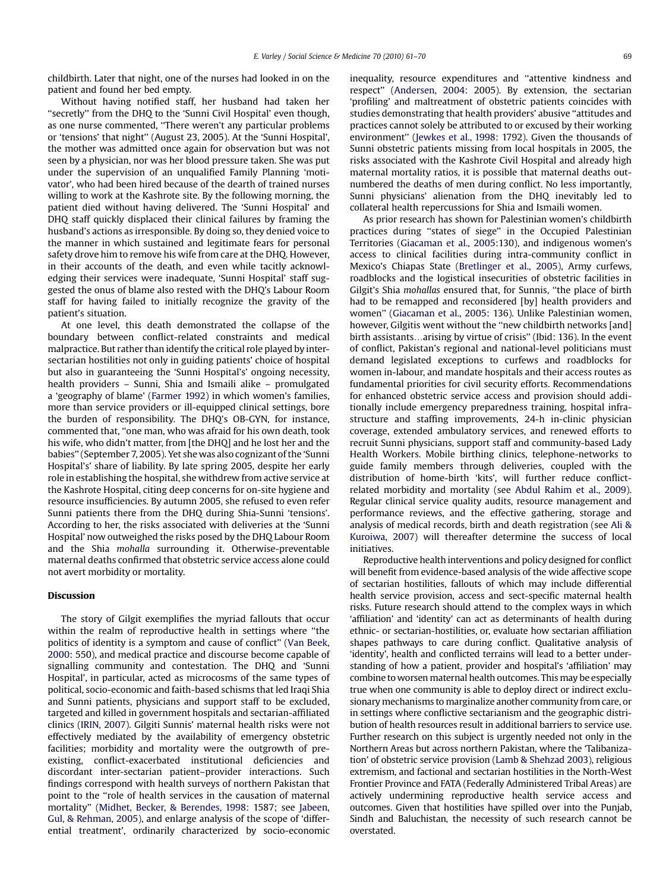childbirth. Later that night, one of the nurses had looked in on the patient and found her bed empty.

Without having notified staff, her husband had taken her "secretly" from the DHQ to the 'Sunni Civil Hospital' even though, as one nurse commented, "There weren't any particular problems or 'tensions' that night" (August 23, 2005). At the 'Sunni Hospital', the mother was admitted once again for observation but was not seen by a physician, nor was her blood pressure taken. She was put under the supervision of an unqualified Family Planning 'motivator', who had been hired because of the dearth of trained nurses willing to work at the Kashrote site. By the following morning, the patient died without having delivered. The 'Sunni Hospital' and DHQ staff quickly displaced their clinical failures by framing the husband's actions as irresponsible. By doing so, they denied voice to the manner in which sustained and legitimate fears for personal safety drove him to remove his wife from care at the DHQ. However, in their accounts of the death, and even while tacitly acknowledging their services were inadequate, 'Sunni Hospital' staff suggested the onus of blame also rested with the DHQ's Labour Room staff for having failed to initially recognize the gravity of the patient's situation.

At one level, this death demonstrated the collapse of the boundary between conflict-related constraints and medical malpractice. But rather than identify the critical role played by inter-sectarian hostilities not only in guiding patients' choice of hospital but also in guaranteeing the 'Sunni Hospital's' ongoing necessity, health providers – Sunni, Shia and Ismaili alike – promulgated a 'geography of blame' (Farmer 1992) in which women's families, more than service providers or ill-equipped clinical settings, bore the burden of responsibility. The DHQ's OB-GYN, for instance, commented that, "one man, who was afraid for his own death, took his wife, who didn't matter, from [the DHQ] and he lost her and the babies" (September 7, 2005). Yet she was also cognizant of the 'Sunni Hospital's' share of liability. By late spring 2005, despite her early role in establishing the hospital, she withdrew from active service at the Kashrote Hospital, citing deep concerns for on-site hygiene and resource insufficiencies. By autumn 2005, she refused to even refer Sunni patients there from the DHQ during Shia-Sunni 'tensions'. According to her, the risks associated with deliveries at the 'Sunni Hospital' now outweighed the risks posed by the DHQ Labour Room and the Shia *mohalla* surrounding it. Otherwise-preventable maternal deaths confirmed that obstetric service access alone could not avert morbidity or mortality.

## Discussion

The story of Gilgit exemplifies the myriad fallouts that occur within the realm of reproductive health in settings where "the politics of identity is a symptom and cause of conflict" (Van Beek, 2000: 550), and medical practice and discourse become capable of signalling community and contestation. The DHQ and 'Sunni Hospital', in particular, acted as microcosms of the same types of political, socio-economic and faith-based schisms that led Iraqi Shia and Sunni patients, physicians and support staff to be excluded, targeted and killed in government hospitals and sectarian-affiliated clinics (IRIN, 2007). Gilgiti Sunnis' maternal health risks were not effectively mediated by the availability of emergency obstetric facilities; morbidity and mortality were the outgrowth of pre-existing, conflict-exacerbated institutional deficiencies and discordant inter-sectarian patient–provider interactions. Such findings correspond with health surveys of northern Pakistan that point to the "role of health services in the causation of maternal mortality" (Midhet, Becker, & Berendes, 1998: 1587; see Jabeen, Gul, & Rehman, 2005), and enlarge analysis of the scope of 'differential treatment', ordinarily characterized by socio-economic inequality, resource expenditures and "attentive kindness and respect" (Andersen, 2004: 2005). By extension, the sectarian 'profiling' and maltreatment of obstetric patients coincides with studies demonstrating that health providers' abusive "attitudes and practices cannot solely be attributed to or excused by their working environment" (Jewkes et al., 1998: 1792). Given the thousands of Sunni obstetric patients missing from local hospitals in 2005, the risks associated with the Kashrote Civil Hospital and already high maternal mortality ratios, it is possible that maternal deaths outnumbered the deaths of men during conflict. No less importantly, Sunni physicians' alienation from the DHQ inevitably led to collateral health repercussions for Shia and Ismaili women.

As prior research has shown for Palestinian women's childbirth practices during "states of siege" in the Occupied Palestinian Territories (Giacaman et al., 2005:130), and indigenous women's access to clinical facilities during intra-community conflict in Mexico's Chiapas State (Bretlinger et al., 2005), Army curfews, roadblocks and the logistical insecurities of obstetric facilities in Gilgit's Shia *mohallas* ensured that, for Sunnis, "the place of birth had to be remapped and reconsidered [by] health providers and women" (Giacaman et al., 2005: 136). Unlike Palestinian women, however, Gilgitis went without the "new childbirth networks [and] birth assistants…arising by virtue of crisis" (Ibid: 136). In the event of conflict, Pakistan's regional and national-level politicians must demand legislated exceptions to curfews and roadblocks for women in-labour, and mandate hospitals and their access routes as fundamental priorities for civil security efforts. Recommendations for enhanced obstetric service access and provision should additionally include emergency preparedness training, hospital infrastructure and staffing improvements, 24-h in-clinic physician coverage, extended ambulatory services, and renewed efforts to recruit Sunni physicians, support staff and community-based Lady Health Workers. Mobile birthing clinics, telephone-networks to guide family members through deliveries, coupled with the distribution of home-birth 'kits', will further reduce conflict-related morbidity and mortality (see Abdul Rahim et al., 2009). Regular clinical service quality audits, resource management and performance reviews, and the effective gathering, storage and analysis of medical records, birth and death registration (see Ali & Kuroiwa, 2007) will thereafter determine the success of local initiatives.

Reproductive health interventions and policy designed for conflict will benefit from evidence-based analysis of the wide affective scope of sectarian hostilities, fallouts of which may include differential health service provision, access and sect-specific maternal health risks. Future research should attend to the complex ways in which 'affiliation' and 'identity' can act as determinants of health during ethnic- or sectarian-hostilities, or, evaluate how sectarian affiliation shapes pathways to care during conflict. Qualitative analysis of 'identity', health and conflicted terrains will lead to a better understanding of how a patient, provider and hospital's 'affiliation' may combine to worsen maternal health outcomes. This may be especially true when one community is able to deploy direct or indirect exclusionary mechanisms to marginalize another community from care, or in settings where conflictive sectarianism and the geographic distribution of health resources result in additional barriers to service use. Further research on this subject is urgently needed not only in the Northern Areas but across northern Pakistan, where the 'Talibanization' of obstetric service provision (Lamb & Shehzad 2003), religious extremism, and factional and sectarian hostilities in the North-West Frontier Province and FATA (Federally Administered Tribal Areas) are actively undermining reproductive health service access and outcomes. Given that hostilities have spilled over into the Punjab, Sindh and Baluchistan, the necessity of such research cannot be overstated.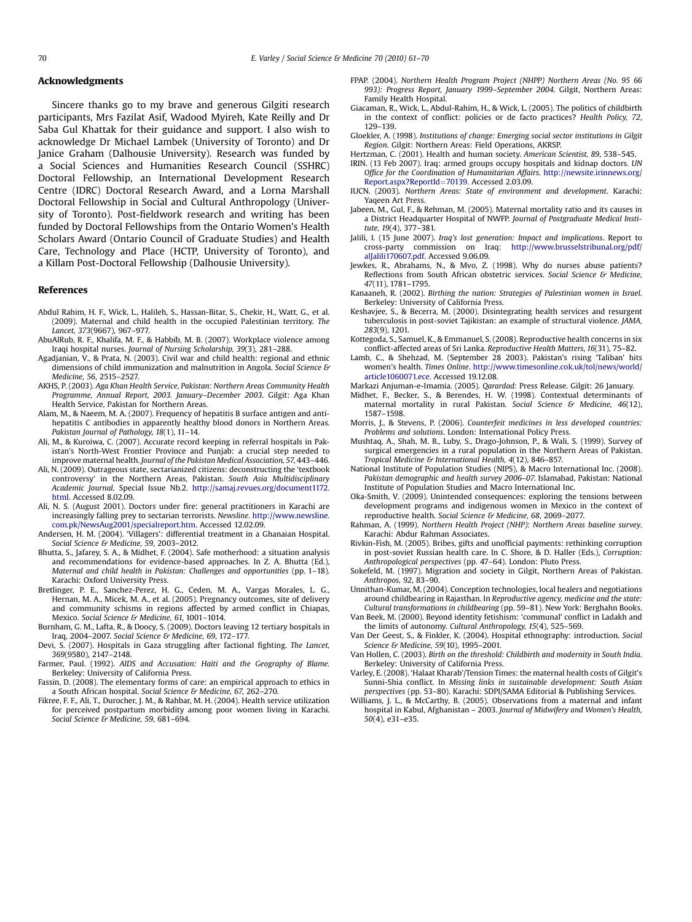## Acknowledgments

Sincere thanks go to my brave and generous Gilgiti research participants, Mrs Fazilat Asif, Wadood Myireh, Kate Reilly and Dr Saba Gul Khattak for their guidance and support. I also wish to acknowledge Dr Michael Lambek (University of Toronto) and Dr Janice Graham (Dalhousie University). Research was funded by a Social Sciences and Humanities Research Council (SSHRC) Doctoral Fellowship, an International Development Research Centre (IDRC) Doctoral Research Award, and a Lorna Marshall Doctoral Fellowship in Social and Cultural Anthropology (University of Toronto). Post-fieldwork research and writing has been funded by Doctoral Fellowships from the Ontario Women's Health Scholars Award (Ontario Council of Graduate Studies) and Health Care, Technology and Place (HCTP, University of Toronto), and a Killam Post-Doctoral Fellowship (Dalhousie University).

## References

Abdul Rahim, H. F., Wick, L., Halileh, S., Hassan-Bitar, S., Chekir, H., Watt, G., et al. (2009). Maternal and child health in the occupied Palestinian territory. *The Lancet, 373*(9667), 967–977.

AbuAlRub, R. F., Khalifa, M. F., & Habbib, M. B. (2007). Workplace violence among Iraqi hospital nurses. *Journal of Nursing Scholarship, 39*(3), 281–288.

Agadjanian, V., & Prata, N. (2003). Civil war and child health: regional and ethnic dimensions of child immunization and malnutrition in Angola. *Social Science & Medicine, 56*, 2515–2527.

AKHS, P. (2003). *Aga Khan Health Service, Pakistan: Northern Areas Community Health Programme, Annual Report, 2003. January–December 2003*. Gilgit: Aga Khan Health Service, Pakistan for Northern Areas.

Alam, M., & Naeem, M. A. (2007). Frequency of hepatitis B surface antigen and anti-hepatitis C antibodies in apparently healthy blood donors in Northern Areas. *Pakistan Journal of Pathology, 18*(1), 11–14.

Ali, M., & Kuroiwa, C. (2007). Accurate record keeping in referral hospitals in Pakistan's North-West Frontier Province and Punjab: a crucial step needed to improve maternal health. *Journal of the Pakistan Medical Association, 57*, 443–446.

Ali, N. (2009). Outrageous state, sectarianized citizens: deconstructing the 'textbook controversy' in the Northern Areas, Pakistan. *South Asia Multidisciplinary Academic Journal*. Special Issue Nb.2. http://samaj.revues.org/document1172.html. Accessed 8.02.09.

Ali, N. S. (August 2001). Doctors under fire: general practitioners in Karachi are increasingly falling prey to sectarian terrorists. *Newsline*. http://www.newsline.com.pk/NewsAug2001/specialreport.htm. Accessed 12.02.09.

Andersen, H. M. (2004). 'Villagers': differential treatment in a Ghanaian Hospital. *Social Science & Medicine, 59*, 2003–2012.

Bhutta, S., Jafarey, S. A., & Midhet, F. (2004). Safe motherhood: a situation analysis and recommendations for evidence-based approaches. In Z. A. Bhutta (Ed.), *Maternal and child health in Pakistan: Challenges and opportunities* (pp. 1–18). Karachi: Oxford University Press.

Bretlinger, P. E., Sanchez-Perez, H. G., Ceden, M. A., Vargas Morales, L. G., Hernan, M. A., Micek, M. A., et al. (2005). Pregnancy outcomes, site of delivery and community schisms in regions affected by armed conflict in Chiapas, Mexico. *Social Science & Medicine, 61*, 1001–1014.

Burnham, G. M., Lafta, R., & Doocy, S. (2009). Doctors leaving 12 tertiary hospitals in Iraq, 2004–2007. *Social Science & Medicine, 69*, 172–177.

Devi, S. (2007). Hospitals in Gaza struggling after factional fighting. *The Lancet, 369*(9580), 2147–2148.

Farmer, Paul. (1992). *AIDS and Accusation: Haiti and the Geography of Blame*. Berkeley: University of California Press.

Fassin, D. (2008). The elementary forms of care: an empirical approach to ethics in a South African hospital. *Social Science & Medicine, 67*, 262–270.

Fikree, F. F., Ali, T., Durocher, J. M., & Rahbar, M. H. (2004). Health service utilization for perceived postpartum morbidity among poor women living in Karachi. *Social Science & Medicine, 59*, 681–694.

FPAP. (2004). *Northern Health Program Project (NHPP) Northern Areas (No. 95 66 993): Progress Report, January 1999–September 2004*. Gilgit, Northern Areas: Family Health Hospital.

Giacaman, R., Wick, L., Abdul-Rahim, H., & Wick, L. (2005). The politics of childbirth in the context of conflict: policies or de facto practices? *Health Policy, 72*, 129–139.

Gloekler, A. (1998). *Institutions of change: Emerging social sector institutions in Gilgit Region*. Gilgit: Northern Areas: Field Operations, AKRSP.

Hertzman, C. (2001). Health and human society. *American Scientist, 89*, 538–545.

IRIN. (13 Feb 2007). Iraq: armed groups occupy hospitals and kidnap doctors. *UN Office for the Coordination of Humanitarian Affairs*. http://newsite.irinnews.org/Report.aspx?ReportId=70139. Accessed 2.03.09.

IUCN. (2003). *Northern Areas: State of environment and development*. Karachi: Yaqeen Art Press.

Jabeen, M., Gul, F., & Rehman, M. (2005). Maternal mortality ratio and its causes in a District Headquarter Hospital of NWFP. *Journal of Postgraduate Medical Institute, 19*(4), 377–381.

Jalili, I. (15 June 2007). *Iraq's lost generation: Impact and implications*. Report to cross-party commission on Iraq: http://www.brusselstribunal.org/pdf/alJalili170607.pdf. Accessed 9.06.09.

Jewkes, R., Abrahams, N., & Mvo, Z. (1998). Why do nurses abuse patients? Reflections from South African obstetric services. *Social Science & Medicine, 47*(11), 1781–1795.

Kanaaneh, R. (2002). *Birthing the nation: Strategies of Palestinian women in Israel*. Berkeley: University of California Press.

Keshavjee, S., & Becerra, M. (2000). Disintegrating health services and resurgent tuberculosis in post-soviet Tajikistan: an example of structural violence. *JAMA, 283*(9), 1201.

Kottegoda, S., Samuel, K., & Emmanuel, S. (2008). Reproductive health concerns in six conflict-affected areas of Sri Lanka. *Reproductive Health Matters, 16*(31), 75–82.

Lamb, C., & Shehzad, M. (September 28 2003). Pakistan's rising 'Taliban' hits women's health. *Times Online*. http://www.timesonline.co.uk/tol/news/world/article1060071.ece. Accessed 19.12.08.

Markazi Anjuman-e-Imamia. (2005). *Qarardad:* Press Release. Gilgit: 26 January.

Midhet, F., Becker, S., & Berendes, H. W. (1998). Contextual determinants of maternal mortality in rural Pakistan. *Social Science & Medicine, 46*(12), 1587–1598.

Morris, J., & Stevens, P. (2006). *Counterfeit medicines in less developed countries: Problems and solutions*. London: International Policy Press.

Mushtaq, A., Shah, M. B., Luby, S., Drago-Johnson, P., & Wali, S. (1999). Survey of surgical emergencies in a rural population in the Northern Areas of Pakistan. *Tropical Medicine & International Health, 4*(12), 846–857.

National Institute of Population Studies (NIPS), & Macro International Inc. (2008). *Pakistan demographic and health survey 2006–07*. Islamabad, Pakistan: National Institute of Population Studies and Macro International Inc.

Oka-Smith, V. (2009). Unintended consequences: exploring the tensions between development programs and indigenous women in Mexico in the context of reproductive health. *Social Science & Medicine, 68*, 2069–2077.

Rahman, A. (1999). *Northern Health Project (NHP): Northern Areas baseline survey*. Karachi: Abdur Rahman Associates.

Rivkin-Fish, M. (2005). Bribes, gifts and unofficial payments: rethinking corruption in post-soviet Russian health care. In C. Shore, & D. Haller (Eds.), *Corruption: Anthropological perspectives* (pp. 47–64). London: Pluto Press.

Sokefeld, M. (1997). Migration and society in Gilgit, Northern Areas of Pakistan. *Anthropos, 92*, 83–90.

Unnithan-Kumar, M. (2004). Conception technologies, local healers and negotiations around childbearing in Rajasthan. In *Reproductive agency, medicine and the state: Cultural transformations in childbearing* (pp. 59–81). New York: Berghahn Books.

Van Beek, M. (2000). Beyond identity fetishism: 'communal' conflict in Ladakh and the limits of autonomy. *Cultural Anthropology, 15*(4), 525–569.

Van Der Geest, S., & Finkler, K. (2004). Hospital ethnography: introduction. *Social Science & Medicine, 59*(10), 1995–2001.

Van Hollen, C. (2003). *Birth on the threshold: Childbirth and modernity in South India*. Berkeley: University of California Press.

Varley, E. (2008). 'Halaat Kharab'/Tension Times: the maternal health costs of Gilgit's Sunni-Shia conflict. In *Missing links in sustainable development: South Asian perspectives* (pp. 53–80). Karachi: SDPI/SAMA Editorial & Publishing Services.

Williams, J. L., & McCarthy, B. (2005). Observations from a maternal and infant hospital in Kabul, Afghanistan – 2003. *Journal of Midwifery and Women's Health, 50*(4), e31–e35.